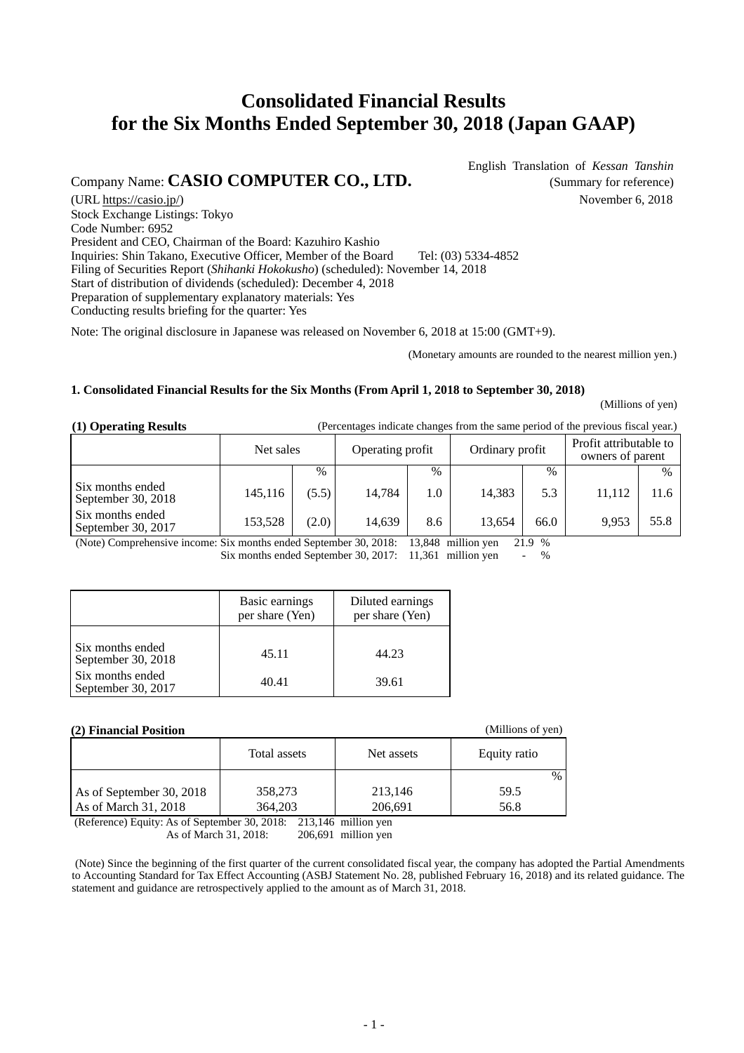# Consolidated Financial Results for the Six Months Ended September 30, 2018 (Japan GAAP)

English Translation of *Kessan Tanshin*
(Summary for reference)
November 6, 2018

Company Name: **CASIO COMPUTER CO., LTD.**

(URL https://casio.jp/)
Stock Exchange Listings: Tokyo
Code Number: 6952
President and CEO, Chairman of the Board: Kazuhiro Kashio
Inquiries: Shin Takano, Executive Officer, Member of the Board Tel: (03) 5334-4852
Filing of Securities Report (*Shihanki Hokokusho*) (scheduled): November 14, 2018
Start of distribution of dividends (scheduled): December 4, 2018
Preparation of supplementary explanatory materials: Yes
Conducting results briefing for the quarter: Yes

Note: The original disclosure in Japanese was released on November 6, 2018 at 15:00 (GMT+9).

(Monetary amounts are rounded to the nearest million yen.)

### 1. Consolidated Financial Results for the Six Months (From April 1, 2018 to September 30, 2018)

(Millions of yen)

**(1) Operating Results** (Percentages indicate changes from the same period of the previous fiscal year.)

| | Net sales | | Operating profit | | Ordinary profit | | Profit attributable to owners of parent | |
|---|---|---|---|---|---|---|---|---|
| | | % | | % | | % | | % |
| Six months ended September 30, 2018 | 145,116 | (5.5) | 14,784 | 1.0 | 14,383 | 5.3 | 11,112 | 11.6 |
| Six months ended September 30, 2017 | 153,528 | (2.0) | 14,639 | 8.6 | 13,654 | 66.0 | 9,953 | 55.8 |

(Note) Comprehensive income: Six months ended September 30, 2018: 13,848 million yen 21.9 %
Six months ended September 30, 2017: 11,361 million yen - %

| | Basic earnings per share (Yen) | Diluted earnings per share (Yen) |
|---|---|---|
| Six months ended September 30, 2018 | 45.11 | 44.23 |
| Six months ended September 30, 2017 | 40.41 | 39.61 |

**(2) Financial Position** (Millions of yen)

| | Total assets | Net assets | Equity ratio |
|---|---|---|---|
| | | | % |
| As of September 30, 2018 | 358,273 | 213,146 | 59.5 |
| As of March 31, 2018 | 364,203 | 206,691 | 56.8 |

(Reference) Equity: As of September 30, 2018: 213,146 million yen
As of March 31, 2018: 206,691 million yen

(Note) Since the beginning of the first quarter of the current consolidated fiscal year, the company has adopted the Partial Amendments to Accounting Standard for Tax Effect Accounting (ASBJ Statement No. 28, published February 16, 2018) and its related guidance. The statement and guidance are retrospectively applied to the amount as of March 31, 2018.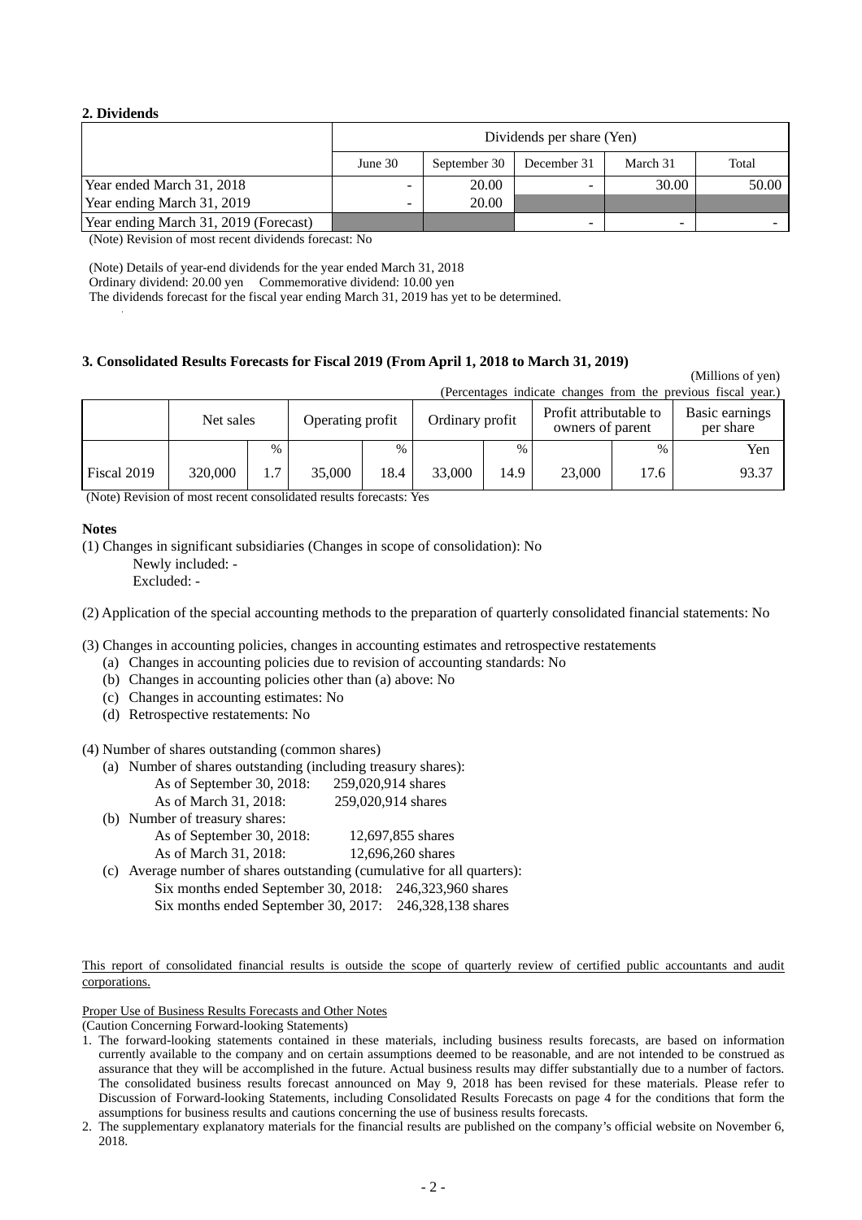## 2. Dividends

| | Dividends per share (Yen) | | | | |
|---|---|---|---|---|---|
| | June 30 | September 30 | December 31 | March 31 | Total |
| Year ended March 31, 2018 | - | 20.00 | - | 30.00 | 50.00 |
| Year ending March 31, 2019 | - | 20.00 | | | |
| Year ending March 31, 2019 (Forecast) | | | - | - | - |

(Note) Revision of most recent dividends forecast: No

(Note) Details of year-end dividends for the year ended March 31, 2018
Ordinary dividend: 20.00 yen Commemorative dividend: 10.00 yen
The dividends forecast for the fiscal year ending March 31, 2019 has yet to be determined.

## 3. Consolidated Results Forecasts for Fiscal 2019 (From April 1, 2018 to March 31, 2019)

(Millions of yen)
(Percentages indicate changes from the previous fiscal year.)

| | Net sales | | Operating profit | | Ordinary profit | | Profit attributable to owners of parent | | Basic earnings per share |
|---|---|---|---|---|---|---|---|---|---|
| | | % | | % | | % | | % | Yen |
| Fiscal 2019 | 320,000 | 1.7 | 35,000 | 18.4 | 33,000 | 14.9 | 23,000 | 17.6 | 93.37 |

(Note) Revision of most recent consolidated results forecasts: Yes

**Notes**

(1) Changes in significant subsidiaries (Changes in scope of consolidation): No
Newly included: -
Excluded: -

(2) Application of the special accounting methods to the preparation of quarterly consolidated financial statements: No

(3) Changes in accounting policies, changes in accounting estimates and retrospective restatements
(a) Changes in accounting policies due to revision of accounting standards: No
(b) Changes in accounting policies other than (a) above: No
(c) Changes in accounting estimates: No
(d) Retrospective restatements: No

(4) Number of shares outstanding (common shares)
(a) Number of shares outstanding (including treasury shares):
As of September 30, 2018: 259,020,914 shares
As of March 31, 2018: 259,020,914 shares
(b) Number of treasury shares:
As of September 30, 2018: 12,697,855 shares
As of March 31, 2018: 12,696,260 shares
(c) Average number of shares outstanding (cumulative for all quarters):
Six months ended September 30, 2018: 246,323,960 shares
Six months ended September 30, 2017: 246,328,138 shares

This report of consolidated financial results is outside the scope of quarterly review of certified public accountants and audit corporations.

Proper Use of Business Results Forecasts and Other Notes
(Caution Concerning Forward-looking Statements)

1. The forward-looking statements contained in these materials, including business results forecasts, are based on information currently available to the company and on certain assumptions deemed to be reasonable, and are not intended to be construed as assurance that they will be accomplished in the future. Actual business results may differ substantially due to a number of factors. The consolidated business results forecast announced on May 9, 2018 has been revised for these materials. Please refer to Discussion of Forward-looking Statements, including Consolidated Results Forecasts on page 4 for the conditions that form the assumptions for business results and cautions concerning the use of business results forecasts.
2. The supplementary explanatory materials for the financial results are published on the company's official website on November 6, 2018.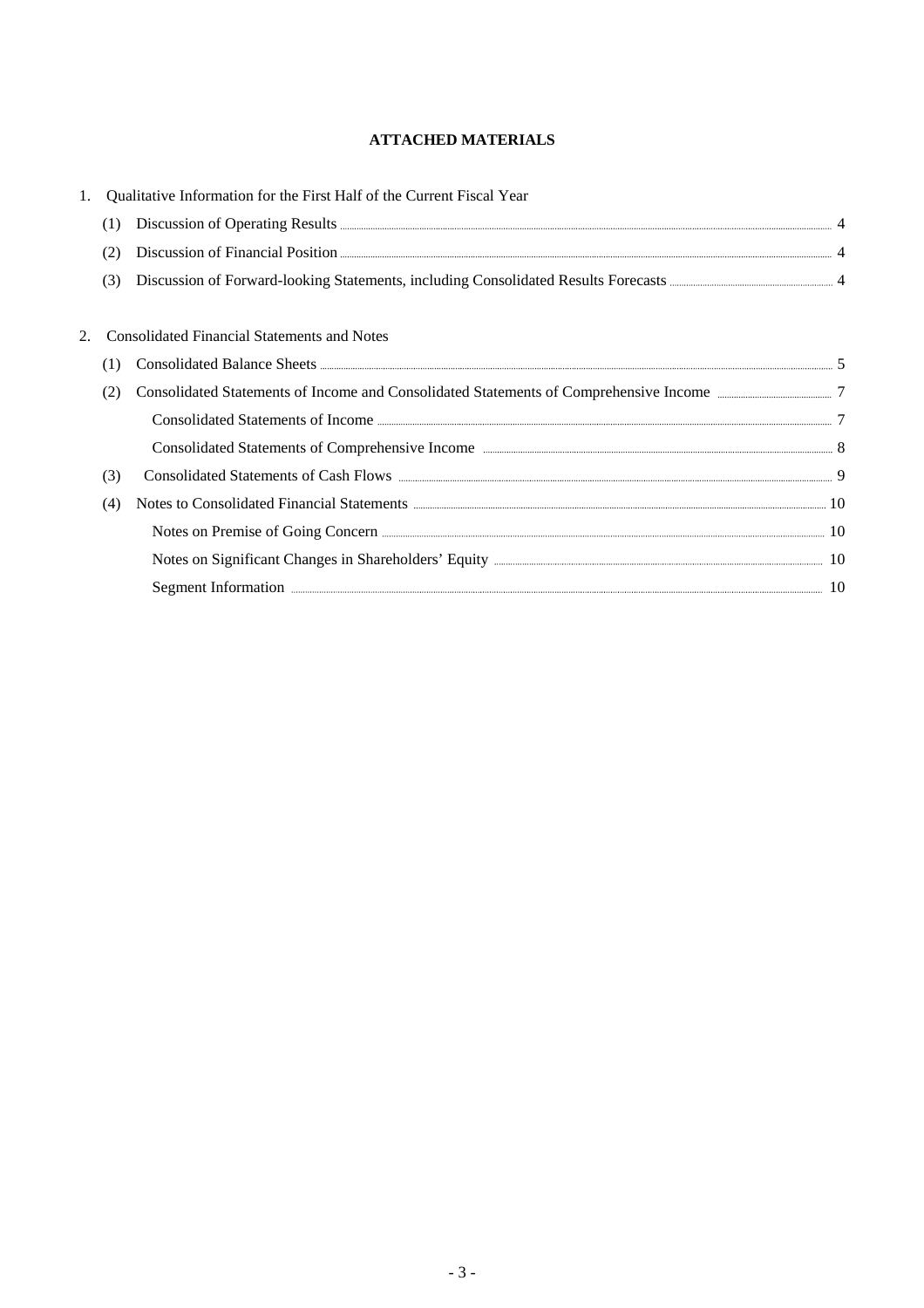# ATTACHED MATERIALS

1. Qualitative Information for the First Half of the Current Fiscal Year
   - (1) Discussion of Operating Results ..... 4
   - (2) Discussion of Financial Position ..... 4
   - (3) Discussion of Forward-looking Statements, including Consolidated Results Forecasts ..... 4

2. Consolidated Financial Statements and Notes
   - (1) Consolidated Balance Sheets ..... 5
   - (2) Consolidated Statements of Income and Consolidated Statements of Comprehensive Income ..... 7
     - Consolidated Statements of Income ..... 7
     - Consolidated Statements of Comprehensive Income ..... 8
   - (3) Consolidated Statements of Cash Flows ..... 9
   - (4) Notes to Consolidated Financial Statements ..... 10
     - Notes on Premise of Going Concern ..... 10
     - Notes on Significant Changes in Shareholders' Equity ..... 10
     - Segment Information ..... 10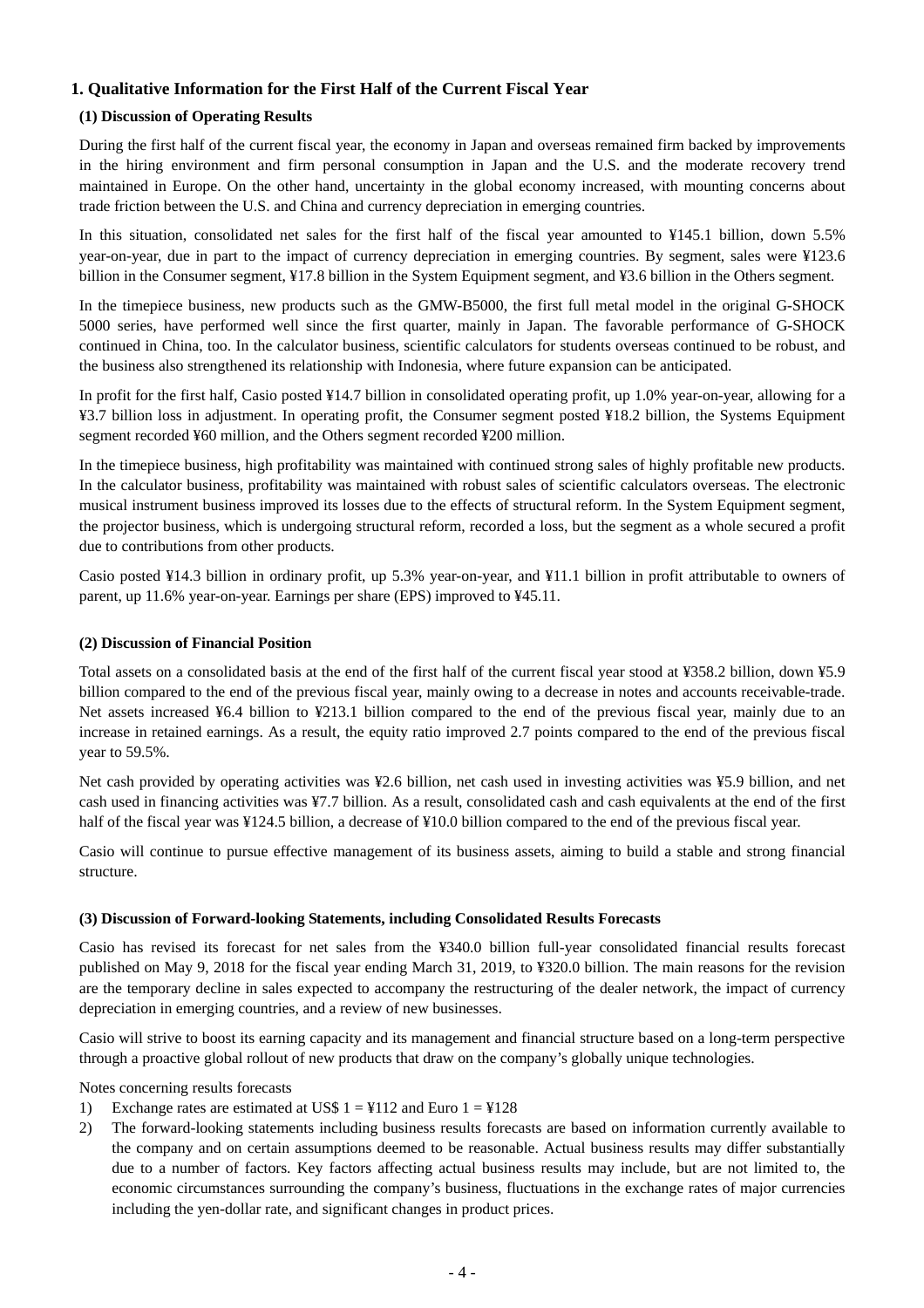## 1. Qualitative Information for the First Half of the Current Fiscal Year

### (1) Discussion of Operating Results

During the first half of the current fiscal year, the economy in Japan and overseas remained firm backed by improvements in the hiring environment and firm personal consumption in Japan and the U.S. and the moderate recovery trend maintained in Europe. On the other hand, uncertainty in the global economy increased, with mounting concerns about trade friction between the U.S. and China and currency depreciation in emerging countries.

In this situation, consolidated net sales for the first half of the fiscal year amounted to ¥145.1 billion, down 5.5% year-on-year, due in part to the impact of currency depreciation in emerging countries. By segment, sales were ¥123.6 billion in the Consumer segment, ¥17.8 billion in the System Equipment segment, and ¥3.6 billion in the Others segment.

In the timepiece business, new products such as the GMW-B5000, the first full metal model in the original G-SHOCK 5000 series, have performed well since the first quarter, mainly in Japan. The favorable performance of G-SHOCK continued in China, too. In the calculator business, scientific calculators for students overseas continued to be robust, and the business also strengthened its relationship with Indonesia, where future expansion can be anticipated.

In profit for the first half, Casio posted ¥14.7 billion in consolidated operating profit, up 1.0% year-on-year, allowing for a ¥3.7 billion loss in adjustment. In operating profit, the Consumer segment posted ¥18.2 billion, the Systems Equipment segment recorded ¥60 million, and the Others segment recorded ¥200 million.

In the timepiece business, high profitability was maintained with continued strong sales of highly profitable new products. In the calculator business, profitability was maintained with robust sales of scientific calculators overseas. The electronic musical instrument business improved its losses due to the effects of structural reform. In the System Equipment segment, the projector business, which is undergoing structural reform, recorded a loss, but the segment as a whole secured a profit due to contributions from other products.

Casio posted ¥14.3 billion in ordinary profit, up 5.3% year-on-year, and ¥11.1 billion in profit attributable to owners of parent, up 11.6% year-on-year. Earnings per share (EPS) improved to ¥45.11.

### (2) Discussion of Financial Position

Total assets on a consolidated basis at the end of the first half of the current fiscal year stood at ¥358.2 billion, down ¥5.9 billion compared to the end of the previous fiscal year, mainly owing to a decrease in notes and accounts receivable-trade. Net assets increased ¥6.4 billion to ¥213.1 billion compared to the end of the previous fiscal year, mainly due to an increase in retained earnings. As a result, the equity ratio improved 2.7 points compared to the end of the previous fiscal year to 59.5%.

Net cash provided by operating activities was ¥2.6 billion, net cash used in investing activities was ¥5.9 billion, and net cash used in financing activities was ¥7.7 billion. As a result, consolidated cash and cash equivalents at the end of the first half of the fiscal year was ¥124.5 billion, a decrease of ¥10.0 billion compared to the end of the previous fiscal year.

Casio will continue to pursue effective management of its business assets, aiming to build a stable and strong financial structure.

### (3) Discussion of Forward-looking Statements, including Consolidated Results Forecasts

Casio has revised its forecast for net sales from the ¥340.0 billion full-year consolidated financial results forecast published on May 9, 2018 for the fiscal year ending March 31, 2019, to ¥320.0 billion. The main reasons for the revision are the temporary decline in sales expected to accompany the restructuring of the dealer network, the impact of currency depreciation in emerging countries, and a review of new businesses.

Casio will strive to boost its earning capacity and its management and financial structure based on a long-term perspective through a proactive global rollout of new products that draw on the company's globally unique technologies.

Notes concerning results forecasts

1) Exchange rates are estimated at US$ 1 = ¥112 and Euro 1 = ¥128
2) The forward-looking statements including business results forecasts are based on information currently available to the company and on certain assumptions deemed to be reasonable. Actual business results may differ substantially due to a number of factors. Key factors affecting actual business results may include, but are not limited to, the economic circumstances surrounding the company's business, fluctuations in the exchange rates of major currencies including the yen-dollar rate, and significant changes in product prices.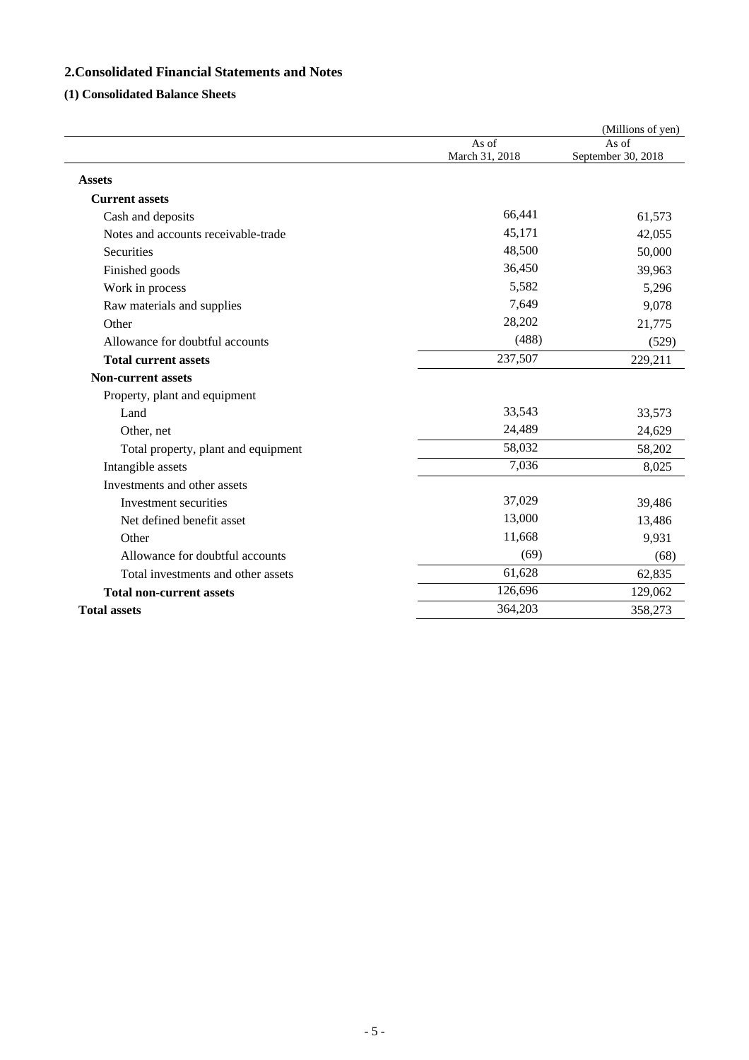## 2.Consolidated Financial Statements and Notes

### (1) Consolidated Balance Sheets

(Millions of yen)

| | As of March 31, 2018 | As of September 30, 2018 |
|---|---|---|
| **Assets** | | |
| **Current assets** | | |
| Cash and deposits | 66,441 | 61,573 |
| Notes and accounts receivable-trade | 45,171 | 42,055 |
| Securities | 48,500 | 50,000 |
| Finished goods | 36,450 | 39,963 |
| Work in process | 5,582 | 5,296 |
| Raw materials and supplies | 7,649 | 9,078 |
| Other | 28,202 | 21,775 |
| Allowance for doubtful accounts | (488) | (529) |
| **Total current assets** | 237,507 | 229,211 |
| **Non-current assets** | | |
| Property, plant and equipment | | |
| Land | 33,543 | 33,573 |
| Other, net | 24,489 | 24,629 |
| Total property, plant and equipment | 58,032 | 58,202 |
| Intangible assets | 7,036 | 8,025 |
| Investments and other assets | | |
| Investment securities | 37,029 | 39,486 |
| Net defined benefit asset | 13,000 | 13,486 |
| Other | 11,668 | 9,931 |
| Allowance for doubtful accounts | (69) | (68) |
| Total investments and other assets | 61,628 | 62,835 |
| **Total non-current assets** | 126,696 | 129,062 |
| **Total assets** | 364,203 | 358,273 |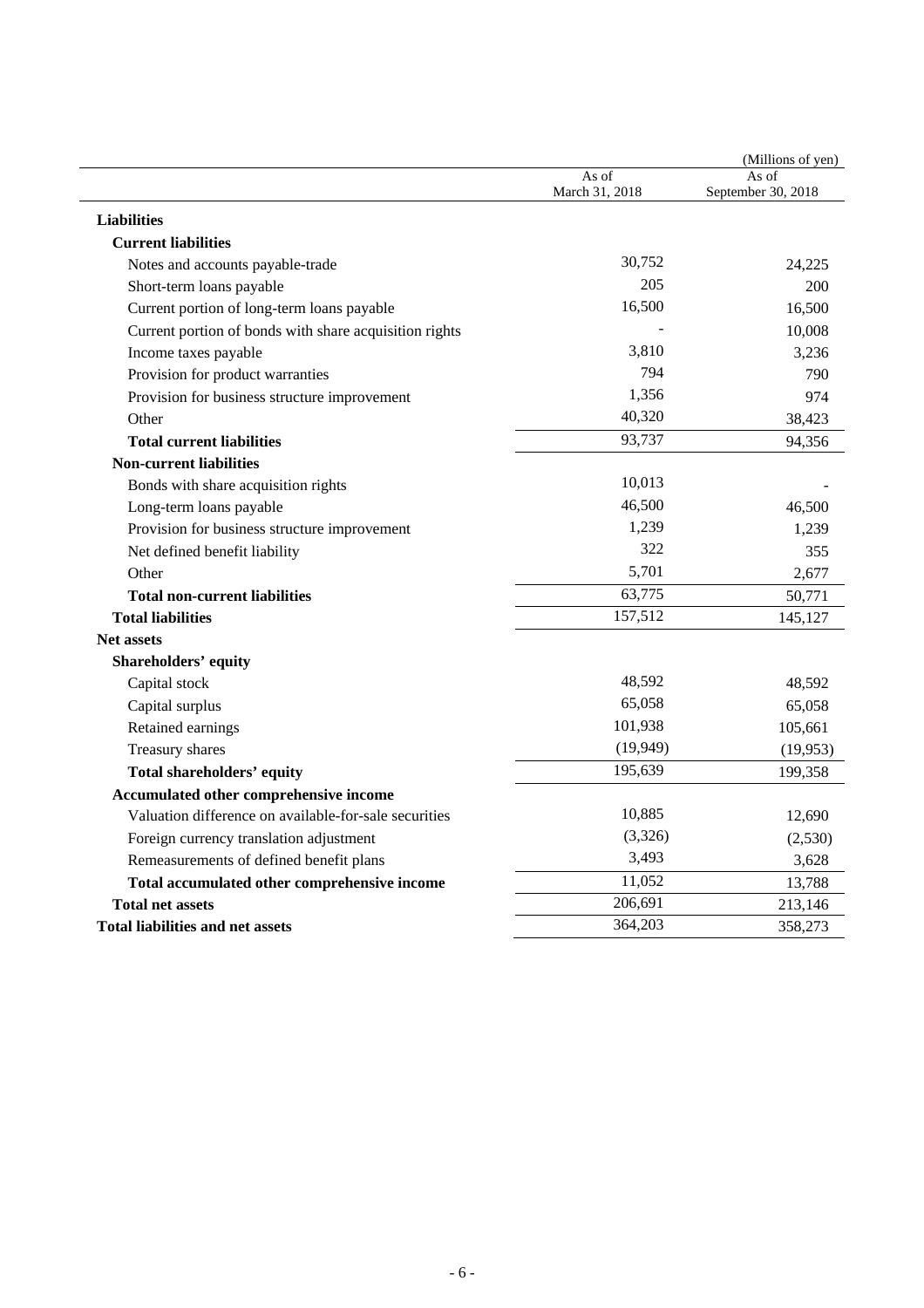(Millions of yen)

| | As of March 31, 2018 | As of September 30, 2018 |
|---|---|---|
| **Liabilities** | | |
| **Current liabilities** | | |
| Notes and accounts payable-trade | 30,752 | 24,225 |
| Short-term loans payable | 205 | 200 |
| Current portion of long-term loans payable | 16,500 | 16,500 |
| Current portion of bonds with share acquisition rights | - | 10,008 |
| Income taxes payable | 3,810 | 3,236 |
| Provision for product warranties | 794 | 790 |
| Provision for business structure improvement | 1,356 | 974 |
| Other | 40,320 | 38,423 |
| **Total current liabilities** | 93,737 | 94,356 |
| **Non-current liabilities** | | |
| Bonds with share acquisition rights | 10,013 | - |
| Long-term loans payable | 46,500 | 46,500 |
| Provision for business structure improvement | 1,239 | 1,239 |
| Net defined benefit liability | 322 | 355 |
| Other | 5,701 | 2,677 |
| **Total non-current liabilities** | 63,775 | 50,771 |
| **Total liabilities** | 157,512 | 145,127 |
| **Net assets** | | |
| **Shareholders' equity** | | |
| Capital stock | 48,592 | 48,592 |
| Capital surplus | 65,058 | 65,058 |
| Retained earnings | 101,938 | 105,661 |
| Treasury shares | (19,949) | (19,953) |
| **Total shareholders' equity** | 195,639 | 199,358 |
| **Accumulated other comprehensive income** | | |
| Valuation difference on available-for-sale securities | 10,885 | 12,690 |
| Foreign currency translation adjustment | (3,326) | (2,530) |
| Remeasurements of defined benefit plans | 3,493 | 3,628 |
| **Total accumulated other comprehensive income** | 11,052 | 13,788 |
| **Total net assets** | 206,691 | 213,146 |
| **Total liabilities and net assets** | 364,203 | 358,273 |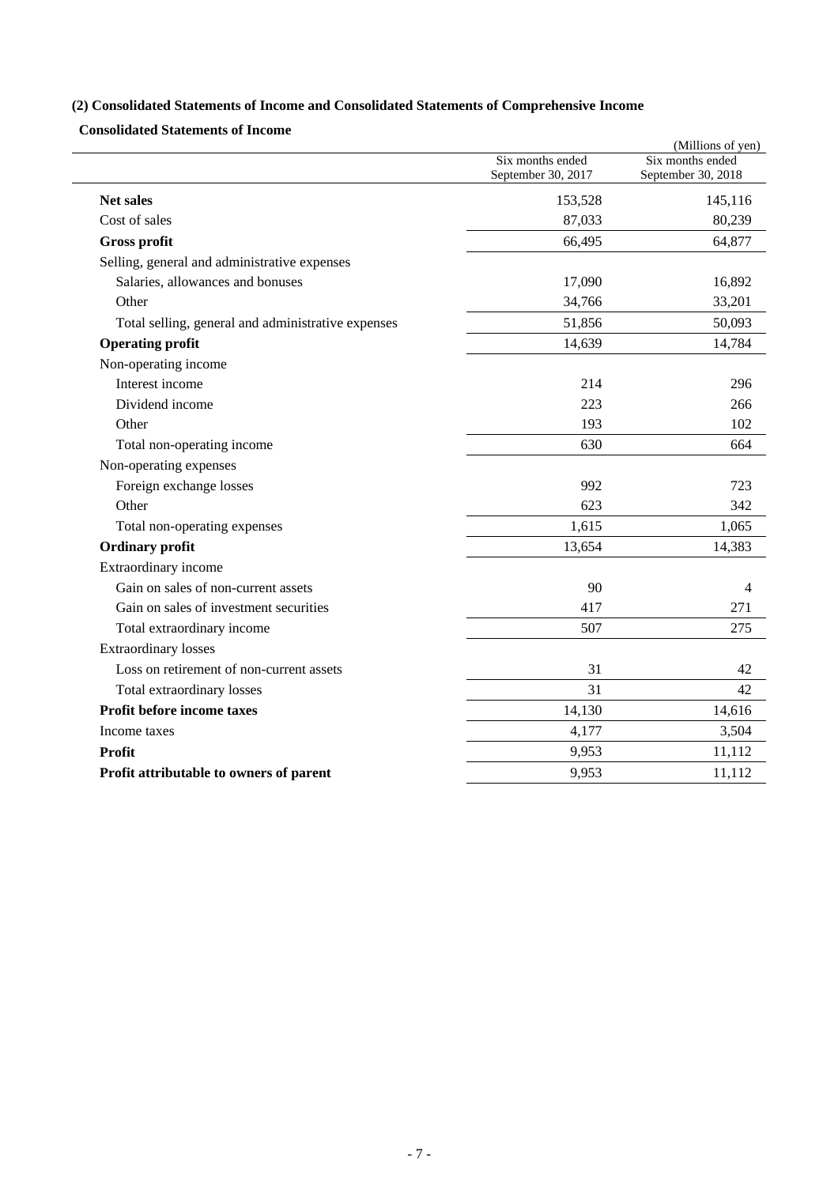### (2) Consolidated Statements of Income and Consolidated Statements of Comprehensive Income

**Consolidated Statements of Income**

(Millions of yen)

| | Six months ended September 30, 2017 | Six months ended September 30, 2018 |
|---|---|---|
| **Net sales** | 153,528 | 145,116 |
| Cost of sales | 87,033 | 80,239 |
| **Gross profit** | 66,495 | 64,877 |
| Selling, general and administrative expenses | | |
| Salaries, allowances and bonuses | 17,090 | 16,892 |
| Other | 34,766 | 33,201 |
| Total selling, general and administrative expenses | 51,856 | 50,093 |
| **Operating profit** | 14,639 | 14,784 |
| Non-operating income | | |
| Interest income | 214 | 296 |
| Dividend income | 223 | 266 |
| Other | 193 | 102 |
| Total non-operating income | 630 | 664 |
| Non-operating expenses | | |
| Foreign exchange losses | 992 | 723 |
| Other | 623 | 342 |
| Total non-operating expenses | 1,615 | 1,065 |
| **Ordinary profit** | 13,654 | 14,383 |
| Extraordinary income | | |
| Gain on sales of non-current assets | 90 | 4 |
| Gain on sales of investment securities | 417 | 271 |
| Total extraordinary income | 507 | 275 |
| Extraordinary losses | | |
| Loss on retirement of non-current assets | 31 | 42 |
| Total extraordinary losses | 31 | 42 |
| **Profit before income taxes** | 14,130 | 14,616 |
| Income taxes | 4,177 | 3,504 |
| **Profit** | 9,953 | 11,112 |
| **Profit attributable to owners of parent** | 9,953 | 11,112 |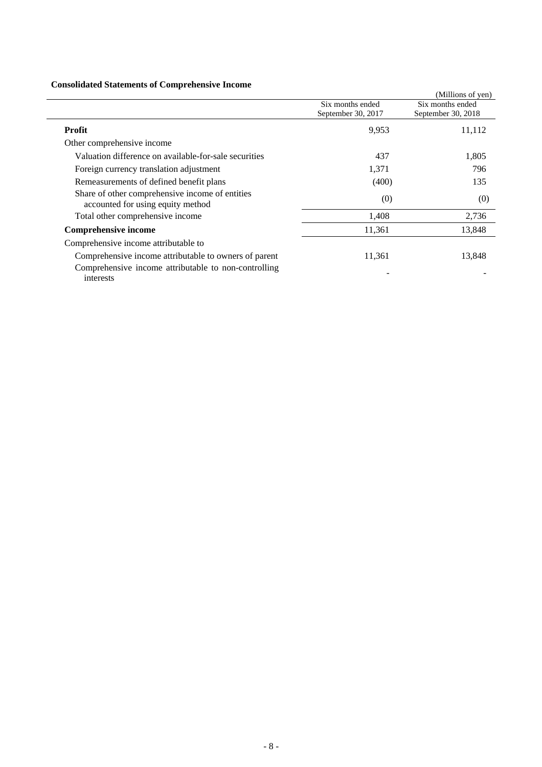### Consolidated Statements of Comprehensive Income

(Millions of yen)

| | Six months ended September 30, 2017 | Six months ended September 30, 2018 |
|---|---|---|
| **Profit** | 9,953 | 11,112 |
| Other comprehensive income | | |
| Valuation difference on available-for-sale securities | 437 | 1,805 |
| Foreign currency translation adjustment | 1,371 | 796 |
| Remeasurements of defined benefit plans | (400) | 135 |
| Share of other comprehensive income of entities accounted for using equity method | (0) | (0) |
| Total other comprehensive income | 1,408 | 2,736 |
| **Comprehensive income** | 11,361 | 13,848 |
| Comprehensive income attributable to | | |
| Comprehensive income attributable to owners of parent | 11,361 | 13,848 |
| Comprehensive income attributable to non-controlling interests | - | - |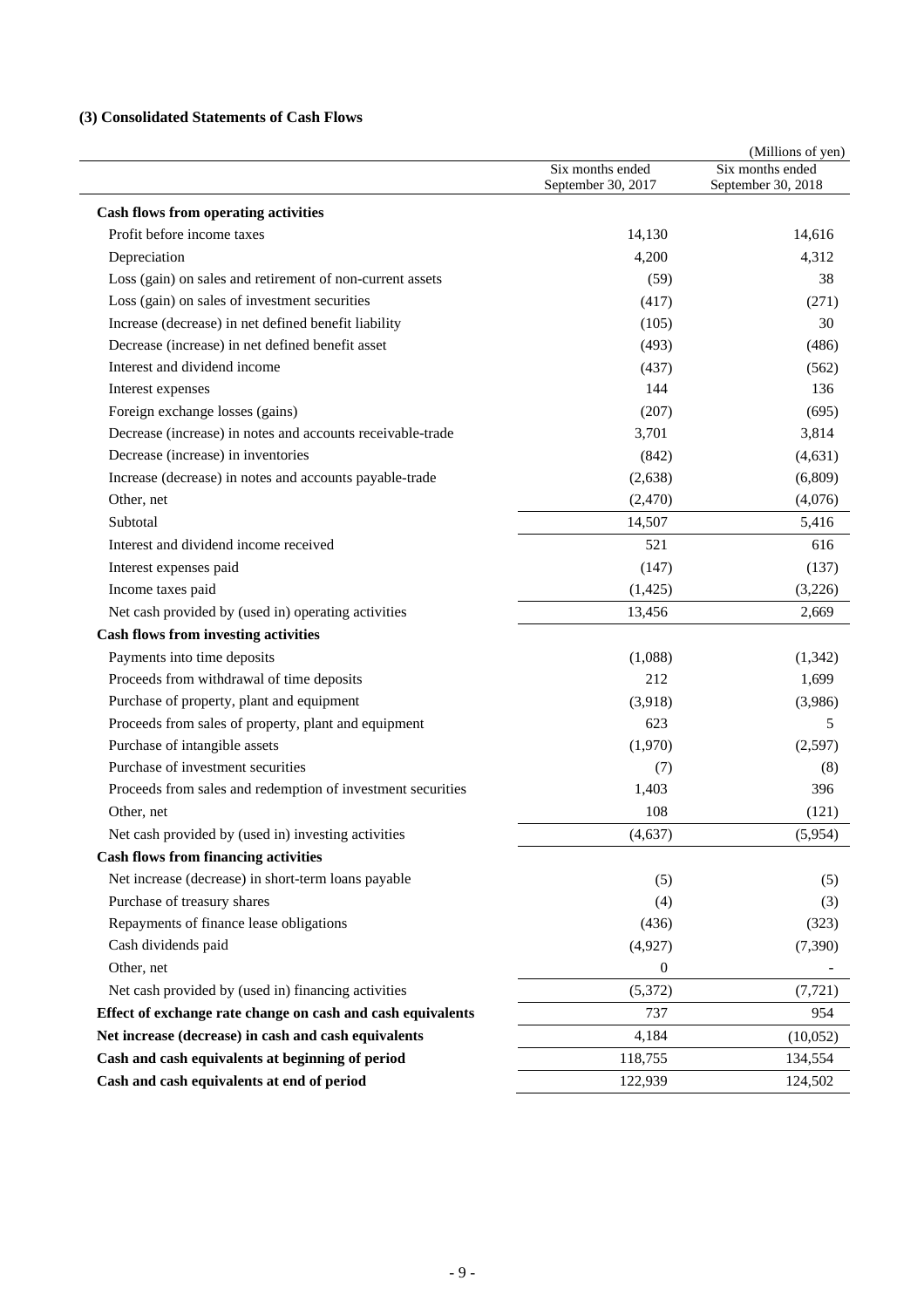### (3) Consolidated Statements of Cash Flows

(Millions of yen)

| | Six months ended September 30, 2017 | Six months ended September 30, 2018 |
|---|---|---|
| **Cash flows from operating activities** | | |
| Profit before income taxes | 14,130 | 14,616 |
| Depreciation | 4,200 | 4,312 |
| Loss (gain) on sales and retirement of non-current assets | (59) | 38 |
| Loss (gain) on sales of investment securities | (417) | (271) |
| Increase (decrease) in net defined benefit liability | (105) | 30 |
| Decrease (increase) in net defined benefit asset | (493) | (486) |
| Interest and dividend income | (437) | (562) |
| Interest expenses | 144 | 136 |
| Foreign exchange losses (gains) | (207) | (695) |
| Decrease (increase) in notes and accounts receivable-trade | 3,701 | 3,814 |
| Decrease (increase) in inventories | (842) | (4,631) |
| Increase (decrease) in notes and accounts payable-trade | (2,638) | (6,809) |
| Other, net | (2,470) | (4,076) |
| Subtotal | 14,507 | 5,416 |
| Interest and dividend income received | 521 | 616 |
| Interest expenses paid | (147) | (137) |
| Income taxes paid | (1,425) | (3,226) |
| Net cash provided by (used in) operating activities | 13,456 | 2,669 |
| **Cash flows from investing activities** | | |
| Payments into time deposits | (1,088) | (1,342) |
| Proceeds from withdrawal of time deposits | 212 | 1,699 |
| Purchase of property, plant and equipment | (3,918) | (3,986) |
| Proceeds from sales of property, plant and equipment | 623 | 5 |
| Purchase of intangible assets | (1,970) | (2,597) |
| Purchase of investment securities | (7) | (8) |
| Proceeds from sales and redemption of investment securities | 1,403 | 396 |
| Other, net | 108 | (121) |
| Net cash provided by (used in) investing activities | (4,637) | (5,954) |
| **Cash flows from financing activities** | | |
| Net increase (decrease) in short-term loans payable | (5) | (5) |
| Purchase of treasury shares | (4) | (3) |
| Repayments of finance lease obligations | (436) | (323) |
| Cash dividends paid | (4,927) | (7,390) |
| Other, net | 0 | - |
| Net cash provided by (used in) financing activities | (5,372) | (7,721) |
| **Effect of exchange rate change on cash and cash equivalents** | 737 | 954 |
| **Net increase (decrease) in cash and cash equivalents** | 4,184 | (10,052) |
| **Cash and cash equivalents at beginning of period** | 118,755 | 134,554 |
| **Cash and cash equivalents at end of period** | 122,939 | 124,502 |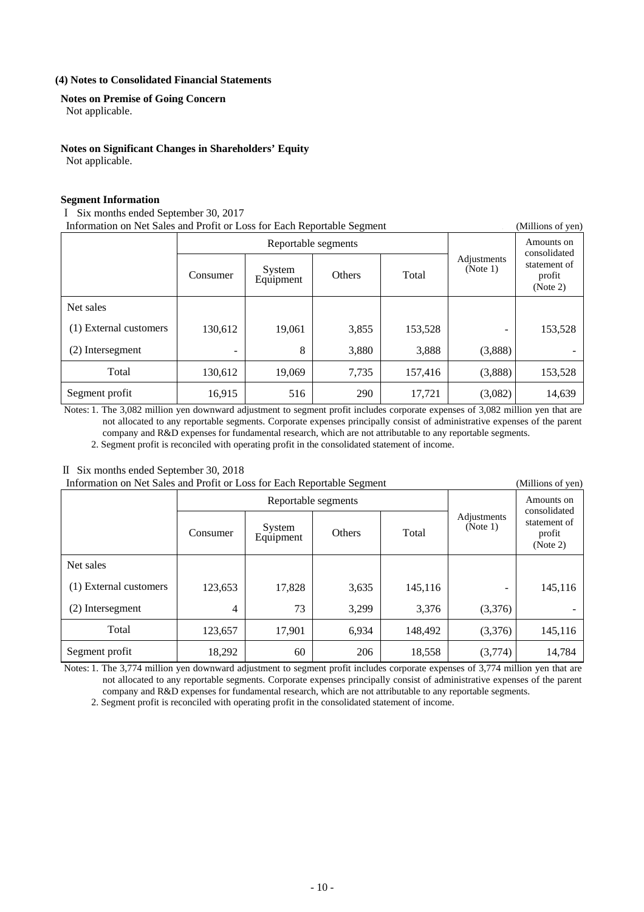### (4) Notes to Consolidated Financial Statements

**Notes on Premise of Going Concern**

Not applicable.

**Notes on Significant Changes in Shareholders' Equity**

Not applicable.

**Segment Information**

Ⅰ Six months ended September 30, 2017

Information on Net Sales and Profit or Loss for Each Reportable Segment (Millions of yen)

| | Reportable segments | | | | Adjustments (Note 1) | Amounts on consolidated statement of profit (Note 2) |
|---|---|---|---|---|---|---|
| | Consumer | System Equipment | Others | Total | | |
| Net sales | | | | | | |
| (1) External customers | 130,612 | 19,061 | 3,855 | 153,528 | - | 153,528 |
| (2) Intersegment | - | 8 | 3,880 | 3,888 | (3,888) | - |
| Total | 130,612 | 19,069 | 7,735 | 157,416 | (3,888) | 153,528 |
| Segment profit | 16,915 | 516 | 290 | 17,721 | (3,082) | 14,639 |

Notes: 1. The 3,082 million yen downward adjustment to segment profit includes corporate expenses of 3,082 million yen that are not allocated to any reportable segments. Corporate expenses principally consist of administrative expenses of the parent company and R&D expenses for fundamental research, which are not attributable to any reportable segments.

2. Segment profit is reconciled with operating profit in the consolidated statement of income.

Ⅱ Six months ended September 30, 2018

Information on Net Sales and Profit or Loss for Each Reportable Segment (Millions of yen)

| | Reportable segments | | | | Adjustments (Note 1) | Amounts on consolidated statement of profit (Note 2) |
|---|---|---|---|---|---|---|
| | Consumer | System Equipment | Others | Total | | |
| Net sales | | | | | | |
| (1) External customers | 123,653 | 17,828 | 3,635 | 145,116 | - | 145,116 |
| (2) Intersegment | 4 | 73 | 3,299 | 3,376 | (3,376) | - |
| Total | 123,657 | 17,901 | 6,934 | 148,492 | (3,376) | 145,116 |
| Segment profit | 18,292 | 60 | 206 | 18,558 | (3,774) | 14,784 |

Notes: 1. The 3,774 million yen downward adjustment to segment profit includes corporate expenses of 3,774 million yen that are not allocated to any reportable segments. Corporate expenses principally consist of administrative expenses of the parent company and R&D expenses for fundamental research, which are not attributable to any reportable segments.

2. Segment profit is reconciled with operating profit in the consolidated statement of income.